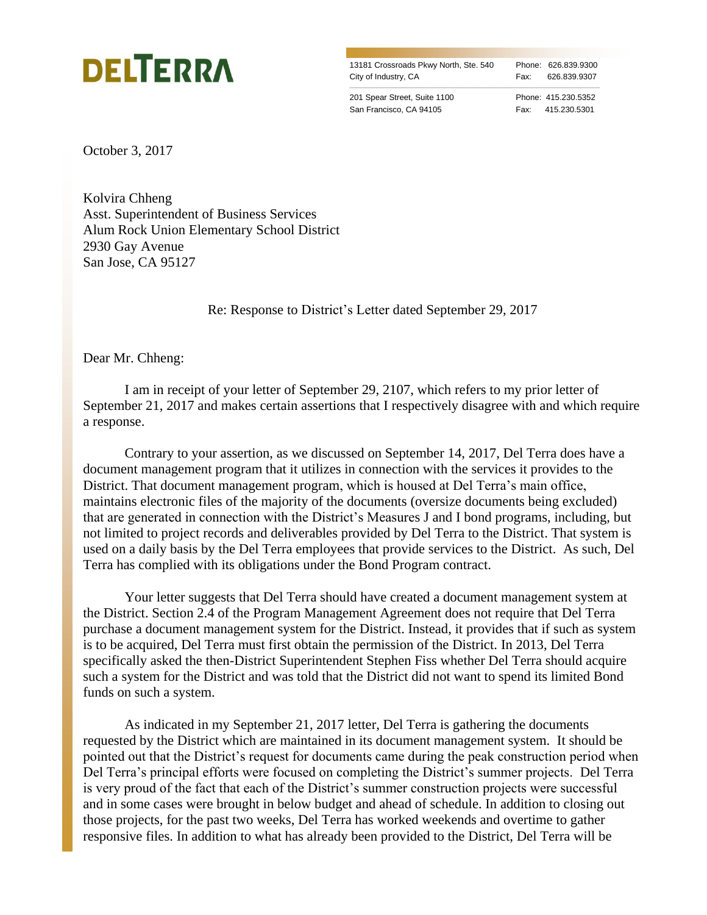# DELTERRA

13181 Crossroads Pkwy North, Ste. 540
City of Industry, CA
Phone: 626.839.9300
Fax: 626.839.9307

201 Spear Street, Suite 1100
San Francisco, CA 94105
Phone: 415.230.5352
Fax: 415.230.5301

October 3, 2017

Kolvira Chheng
Asst. Superintendent of Business Services
Alum Rock Union Elementary School District
2930 Gay Avenue
San Jose, CA 95127

Re: Response to District's Letter dated September 29, 2017

Dear Mr. Chheng:

I am in receipt of your letter of September 29, 2107, which refers to my prior letter of September 21, 2017 and makes certain assertions that I respectively disagree with and which require a response.

Contrary to your assertion, as we discussed on September 14, 2017, Del Terra does have a document management program that it utilizes in connection with the services it provides to the District. That document management program, which is housed at Del Terra's main office, maintains electronic files of the majority of the documents (oversize documents being excluded) that are generated in connection with the District's Measures J and I bond programs, including, but not limited to project records and deliverables provided by Del Terra to the District. That system is used on a daily basis by the Del Terra employees that provide services to the District. As such, Del Terra has complied with its obligations under the Bond Program contract.

Your letter suggests that Del Terra should have created a document management system at the District. Section 2.4 of the Program Management Agreement does not require that Del Terra purchase a document management system for the District. Instead, it provides that if such as system is to be acquired, Del Terra must first obtain the permission of the District. In 2013, Del Terra specifically asked the then-District Superintendent Stephen Fiss whether Del Terra should acquire such a system for the District and was told that the District did not want to spend its limited Bond funds on such a system.

As indicated in my September 21, 2017 letter, Del Terra is gathering the documents requested by the District which are maintained in its document management system. It should be pointed out that the District's request for documents came during the peak construction period when Del Terra's principal efforts were focused on completing the District's summer projects. Del Terra is very proud of the fact that each of the District's summer construction projects were successful and in some cases were brought in below budget and ahead of schedule. In addition to closing out those projects, for the past two weeks, Del Terra has worked weekends and overtime to gather responsive files. In addition to what has already been provided to the District, Del Terra will be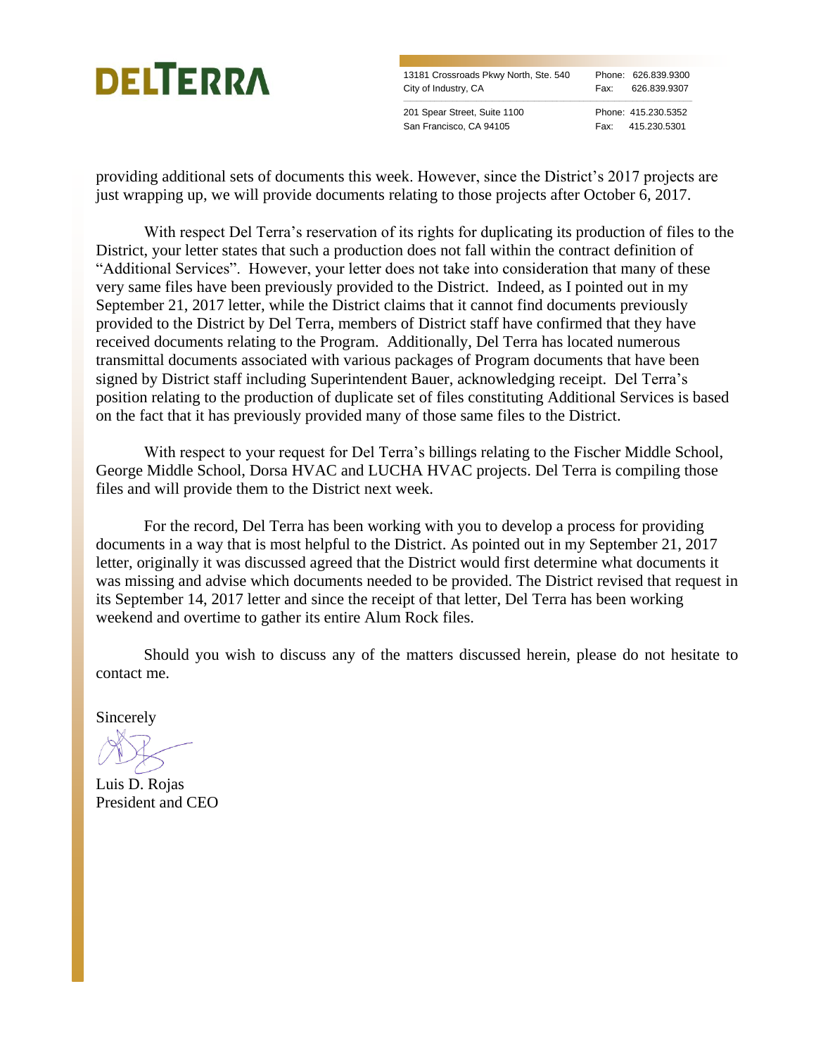providing additional sets of documents this week. However, since the District's 2017 projects are just wrapping up, we will provide documents relating to those projects after October 6, 2017.

With respect Del Terra's reservation of its rights for duplicating its production of files to the District, your letter states that such a production does not fall within the contract definition of "Additional Services". However, your letter does not take into consideration that many of these very same files have been previously provided to the District. Indeed, as I pointed out in my September 21, 2017 letter, while the District claims that it cannot find documents previously provided to the District by Del Terra, members of District staff have confirmed that they have received documents relating to the Program. Additionally, Del Terra has located numerous transmittal documents associated with various packages of Program documents that have been signed by District staff including Superintendent Bauer, acknowledging receipt. Del Terra's position relating to the production of duplicate set of files constituting Additional Services is based on the fact that it has previously provided many of those same files to the District.

With respect to your request for Del Terra's billings relating to the Fischer Middle School, George Middle School, Dorsa HVAC and LUCHA HVAC projects. Del Terra is compiling those files and will provide them to the District next week.

For the record, Del Terra has been working with you to develop a process for providing documents in a way that is most helpful to the District. As pointed out in my September 21, 2017 letter, originally it was discussed agreed that the District would first determine what documents it was missing and advise which documents needed to be provided. The District revised that request in its September 14, 2017 letter and since the receipt of that letter, Del Terra has been working weekend and overtime to gather its entire Alum Rock files.

Should you wish to discuss any of the matters discussed herein, please do not hesitate to contact me.

Sincerely

Luis D. Rojas
President and CEO